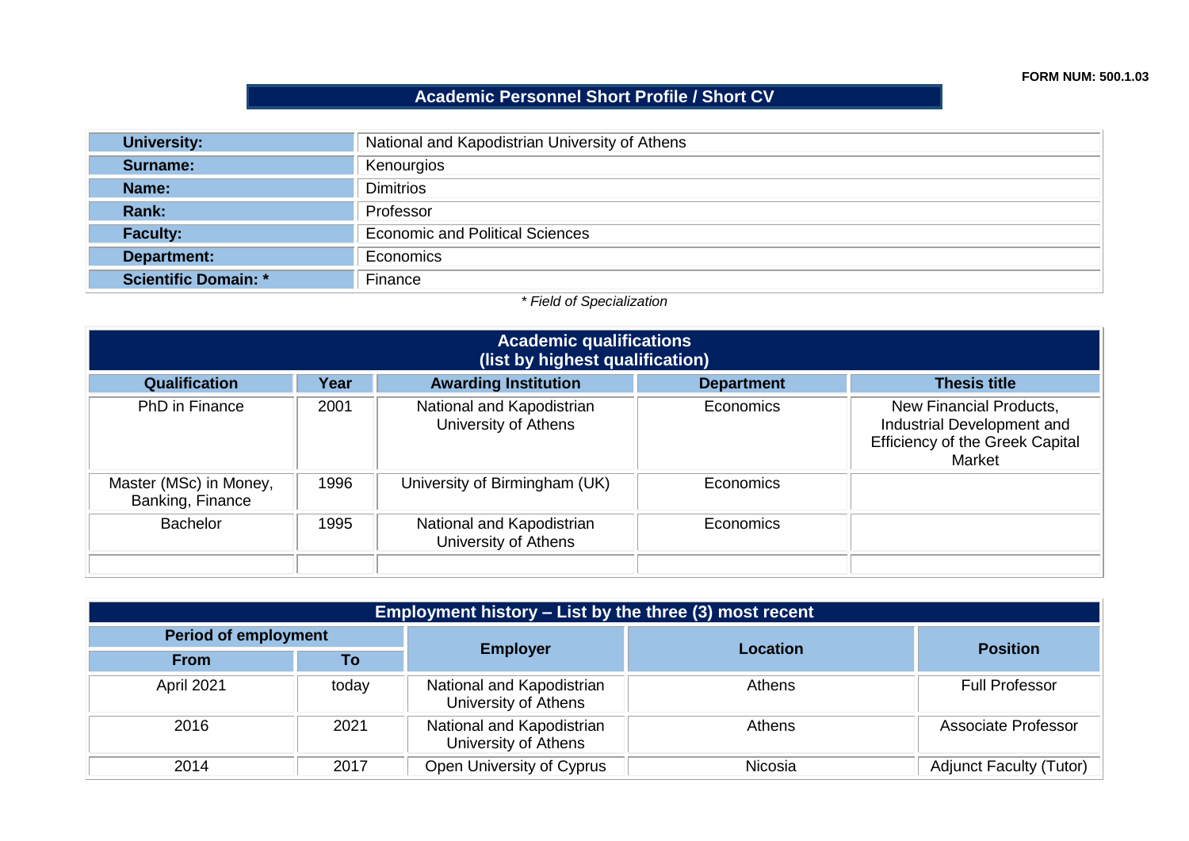FORM NUM: 500.1.03

# Academic Personnel Short Profile / Short CV

| | |
|---|---|
| **University:** | National and Kapodistrian University of Athens |
| **Surname:** | Kenourgios |
| **Name:** | Dimitrios |
| **Rank:** | Professor |
| **Faculty:** | Economic and Political Sciences |
| **Department:** | Economics |
| **Scientific Domain: *** | Finance |

*\* Field of Specialization*

## Academic qualifications (list by highest qualification)

| Qualification | Year | Awarding Institution | Department | Thesis title |
|---|---|---|---|---|
| PhD in Finance | 2001 | National and Kapodistrian University of Athens | Economics | New Financial Products, Industrial Development and Efficiency of the Greek Capital Market |
| Master (MSc) in Money, Banking, Finance | 1996 | University of Birmingham (UK) | Economics | |
| Bachelor | 1995 | National and Kapodistrian University of Athens | Economics | |
| | | | | |

## Employment history – List by the three (3) most recent

| Period of employment | | Employer | Location | Position |
|---|---|---|---|---|
| **From** | **To** | | | |
| April 2021 | today | National and Kapodistrian University of Athens | Athens | Full Professor |
| 2016 | 2021 | National and Kapodistrian University of Athens | Athens | Associate Professor |
| 2014 | 2017 | Open University of Cyprus | Nicosia | Adjunct Faculty (Tutor) |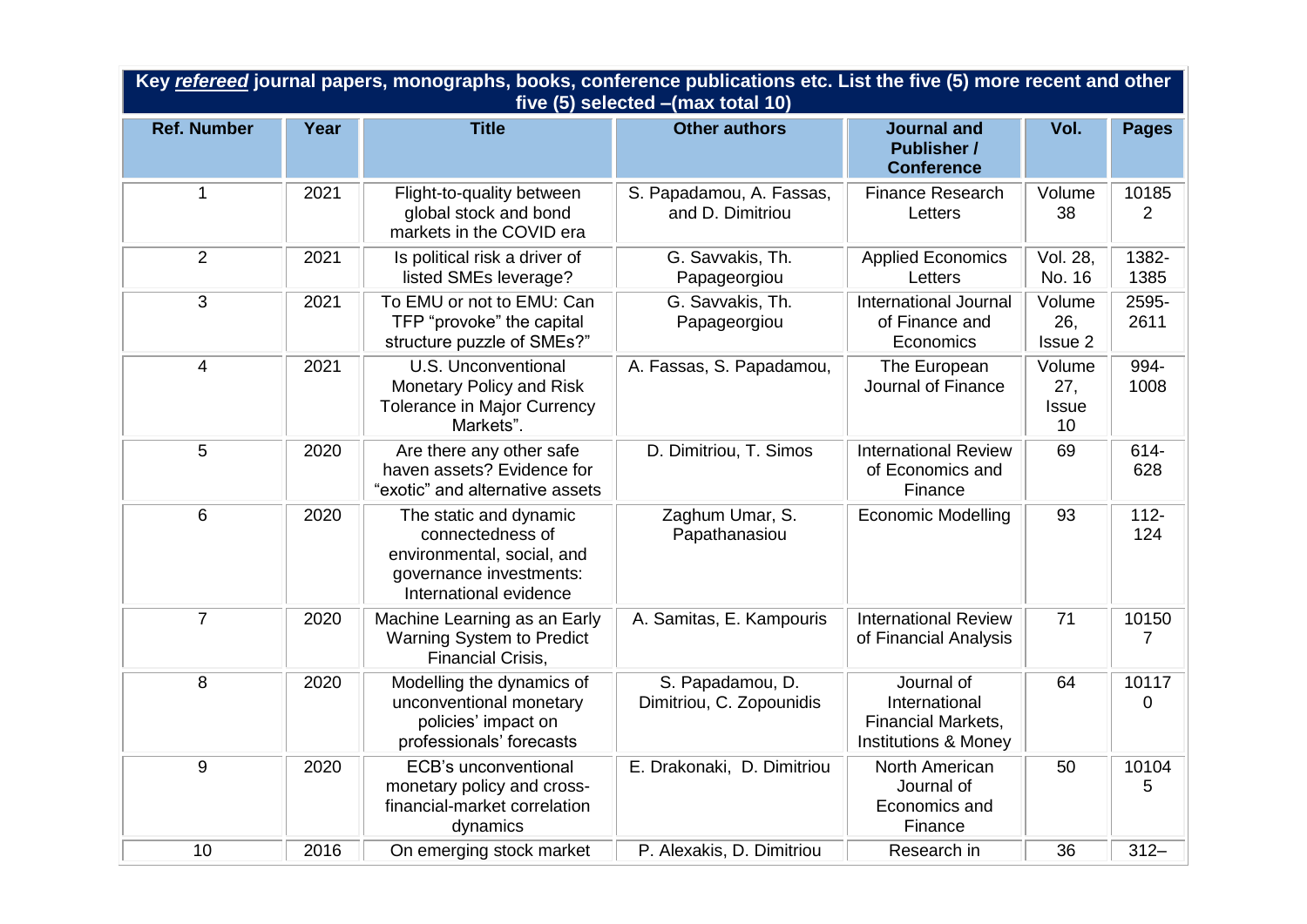| Key ***refereed*** journal papers, monographs, books, conference publications etc. List the five (5) more recent and other five (5) selected –(max total 10) | | | | | | |
|---|---|---|---|---|---|---|
| **Ref. Number** | **Year** | **Title** | **Other authors** | **Journal and Publisher / Conference** | **Vol.** | **Pages** |
| 1 | 2021 | Flight-to-quality between global stock and bond markets in the COVID era | S. Papadamou, A. Fassas, and D. Dimitriou | Finance Research Letters | Volume 38 | 101852 |
| 2 | 2021 | Is political risk a driver of listed SMEs leverage? | G. Savvakis, Th. Papageorgiou | Applied Economics Letters | Vol. 28, No. 16 | 1382-1385 |
| 3 | 2021 | To EMU or not to EMU: Can TFP "provoke" the capital structure puzzle of SMEs?" | G. Savvakis, Th. Papageorgiou | International Journal of Finance and Economics | Volume 26, Issue 2 | 2595-2611 |
| 4 | 2021 | U.S. Unconventional Monetary Policy and Risk Tolerance in Major Currency Markets". | A. Fassas, S. Papadamou, | The European Journal of Finance | Volume 27, Issue 10 | 994-1008 |
| 5 | 2020 | Are there any other safe haven assets? Evidence for "exotic" and alternative assets | D. Dimitriou, T. Simos | International Review of Economics and Finance | 69 | 614-628 |
| 6 | 2020 | The static and dynamic connectedness of environmental, social, and governance investments: International evidence | Zaghum Umar, S. Papathanasiou | Economic Modelling | 93 | 112-124 |
| 7 | 2020 | Machine Learning as an Early Warning System to Predict Financial Crisis, | A. Samitas, E. Kampouris | International Review of Financial Analysis | 71 | 101507 |
| 8 | 2020 | Modelling the dynamics of unconventional monetary policies' impact on professionals' forecasts | S. Papadamou, D. Dimitriou, C. Zopounidis | Journal of International Financial Markets, Institutions & Money | 64 | 101170 |
| 9 | 2020 | ECB's unconventional monetary policy and cross-financial-market correlation dynamics | E. Drakonaki, D. Dimitriou | North American Journal of Economics and Finance | 50 | 101045 |
| 10 | 2016 | On emerging stock market | P. Alexakis, D. Dimitriou | Research in | 36 | 312– |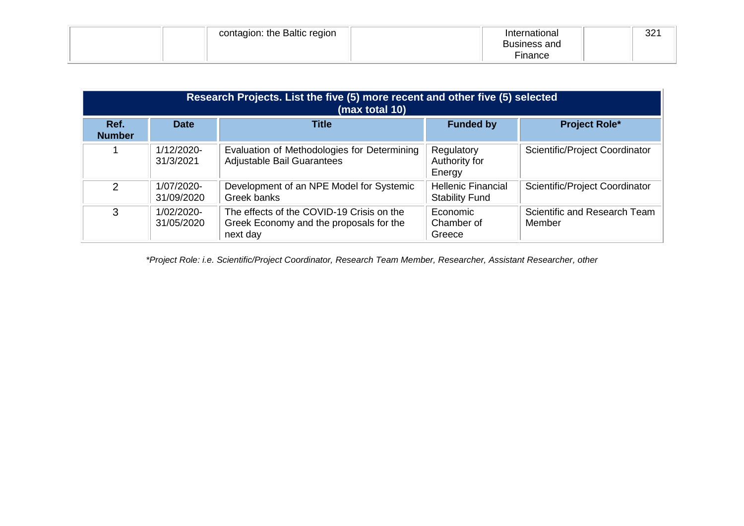| | | | | | | |
|---|---|---|---|---|---|---|
| | | contagion: the Baltic region | | International Business and Finance | | 321 |

| Research Projects. List the five (5) more recent and other five (5) selected (max total 10) | | | | |
|---|---|---|---|---|
| **Ref. Number** | **Date** | **Title** | **Funded by** | **Project Role*** |
| 1 | 1/12/2020-31/3/2021 | Evaluation of Methodologies for Determining Adjustable Bail Guarantees | Regulatory Authority for Energy | Scientific/Project Coordinator |
| 2 | 1/07/2020-31/09/2020 | Development of an NPE Model for Systemic Greek banks | Hellenic Financial Stability Fund | Scientific/Project Coordinator |
| 3 | 1/02/2020-31/05/2020 | The effects of the COVID-19 Crisis on the Greek Economy and the proposals for the next day | Economic Chamber of Greece | Scientific and Research Team Member |

*\*Project Role: i.e. Scientific/Project Coordinator, Research Team Member, Researcher, Assistant Researcher, other*